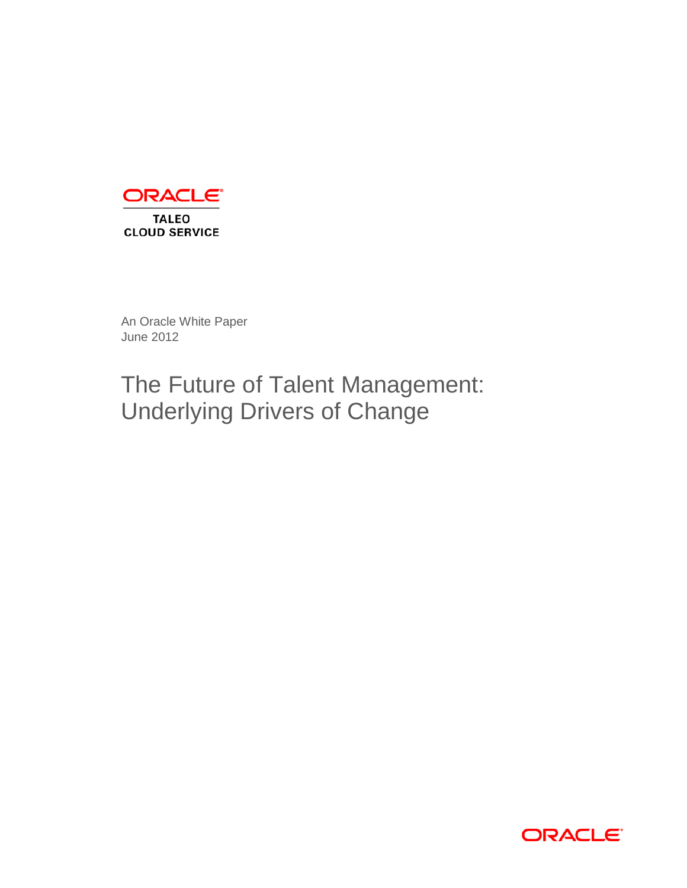ORACLE

TALEO
CLOUD SERVICE

An Oracle White Paper
June 2012

# The Future of Talent Management: Underlying Drivers of Change

ORACLE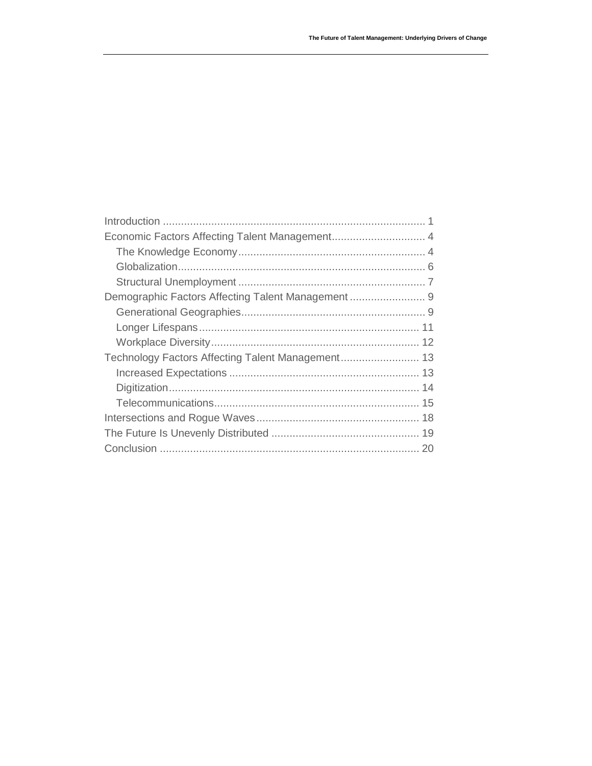- Introduction ........................................................................................ 1
- Economic Factors Affecting Talent Management................................ 4
  - The Knowledge Economy ............................................................. 4
  - Globalization................................................................................. 6
  - Structural Unemployment ............................................................. 7
- Demographic Factors Affecting Talent Management ......................... 9
  - Generational Geographies............................................................ 9
  - Longer Lifespans........................................................................ 11
  - Workplace Diversity.................................................................... 12
- Technology Factors Affecting Talent Management.......................... 13
  - Increased Expectations .............................................................. 13
  - Digitization.................................................................................. 14
  - Telecommunications................................................................... 15
- Intersections and Rogue Waves...................................................... 18
- The Future Is Unevenly Distributed ................................................ 19
- Conclusion ..................................................................................... 20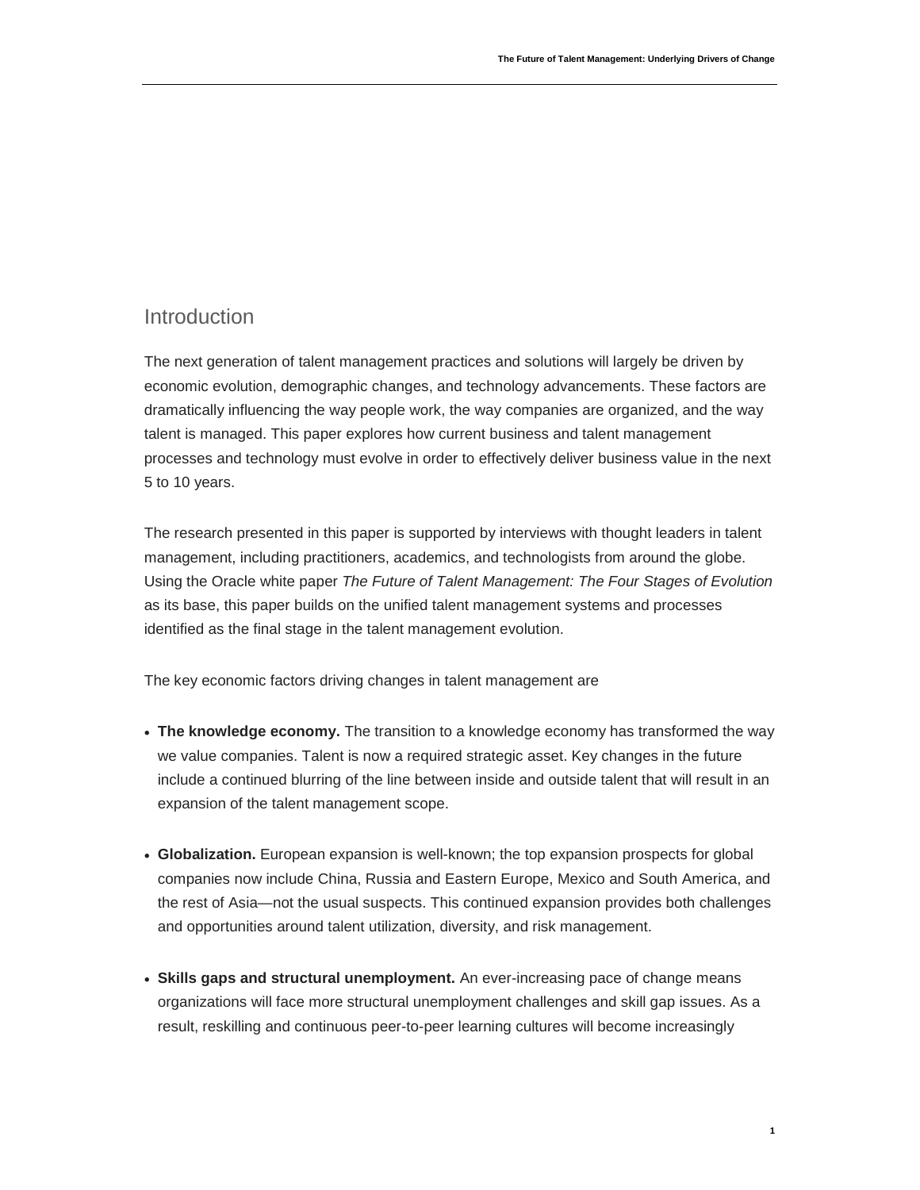## Introduction

The next generation of talent management practices and solutions will largely be driven by economic evolution, demographic changes, and technology advancements. These factors are dramatically influencing the way people work, the way companies are organized, and the way talent is managed. This paper explores how current business and talent management processes and technology must evolve in order to effectively deliver business value in the next 5 to 10 years.

The research presented in this paper is supported by interviews with thought leaders in talent management, including practitioners, academics, and technologists from around the globe. Using the Oracle white paper *The Future of Talent Management: The Four Stages of Evolution* as its base, this paper builds on the unified talent management systems and processes identified as the final stage in the talent management evolution.

The key economic factors driving changes in talent management are

- **The knowledge economy.** The transition to a knowledge economy has transformed the way we value companies. Talent is now a required strategic asset. Key changes in the future include a continued blurring of the line between inside and outside talent that will result in an expansion of the talent management scope.
- **Globalization.** European expansion is well-known; the top expansion prospects for global companies now include China, Russia and Eastern Europe, Mexico and South America, and the rest of Asia—not the usual suspects. This continued expansion provides both challenges and opportunities around talent utilization, diversity, and risk management.
- **Skills gaps and structural unemployment.** An ever-increasing pace of change means organizations will face more structural unemployment challenges and skill gap issues. As a result, reskilling and continuous peer-to-peer learning cultures will become increasingly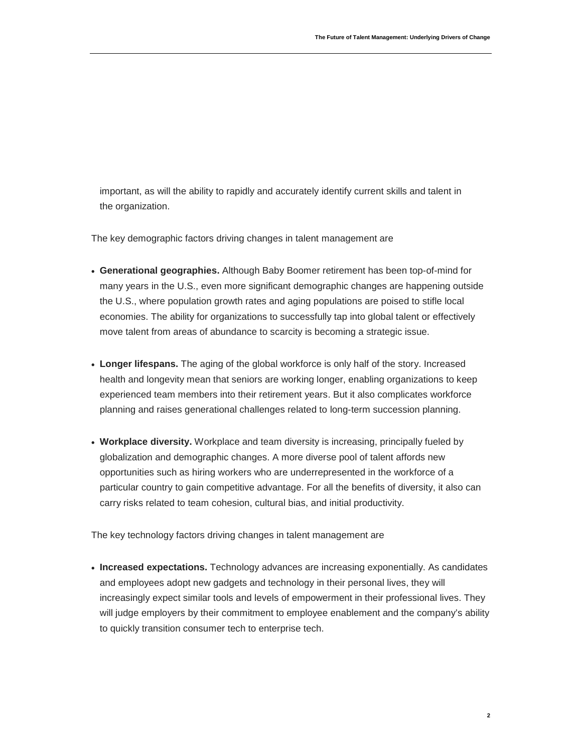important, as will the ability to rapidly and accurately identify current skills and talent in the organization.

The key demographic factors driving changes in talent management are

- **Generational geographies.** Although Baby Boomer retirement has been top-of-mind for many years in the U.S., even more significant demographic changes are happening outside the U.S., where population growth rates and aging populations are poised to stifle local economies. The ability for organizations to successfully tap into global talent or effectively move talent from areas of abundance to scarcity is becoming a strategic issue.
- **Longer lifespans.** The aging of the global workforce is only half of the story. Increased health and longevity mean that seniors are working longer, enabling organizations to keep experienced team members into their retirement years. But it also complicates workforce planning and raises generational challenges related to long-term succession planning.
- **Workplace diversity.** Workplace and team diversity is increasing, principally fueled by globalization and demographic changes. A more diverse pool of talent affords new opportunities such as hiring workers who are underrepresented in the workforce of a particular country to gain competitive advantage. For all the benefits of diversity, it also can carry risks related to team cohesion, cultural bias, and initial productivity.

The key technology factors driving changes in talent management are

- **Increased expectations.** Technology advances are increasing exponentially. As candidates and employees adopt new gadgets and technology in their personal lives, they will increasingly expect similar tools and levels of empowerment in their professional lives. They will judge employers by their commitment to employee enablement and the company's ability to quickly transition consumer tech to enterprise tech.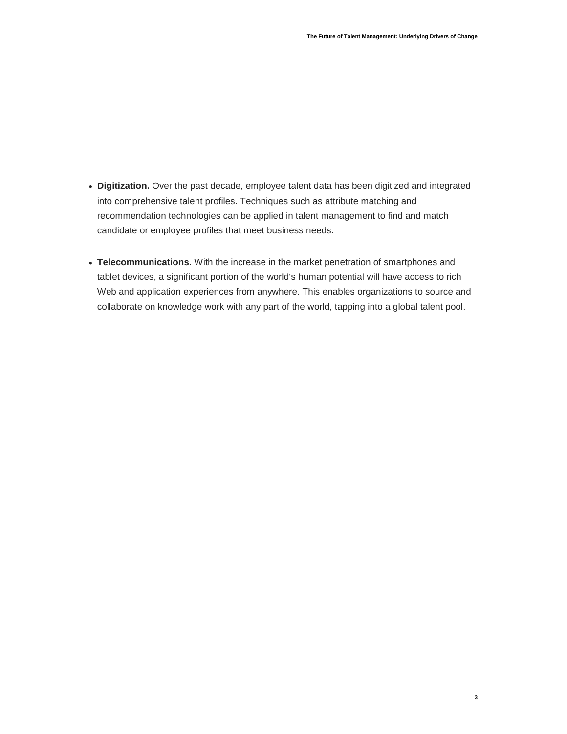- **Digitization.** Over the past decade, employee talent data has been digitized and integrated into comprehensive talent profiles. Techniques such as attribute matching and recommendation technologies can be applied in talent management to find and match candidate or employee profiles that meet business needs.

- **Telecommunications.** With the increase in the market penetration of smartphones and tablet devices, a significant portion of the world's human potential will have access to rich Web and application experiences from anywhere. This enables organizations to source and collaborate on knowledge work with any part of the world, tapping into a global talent pool.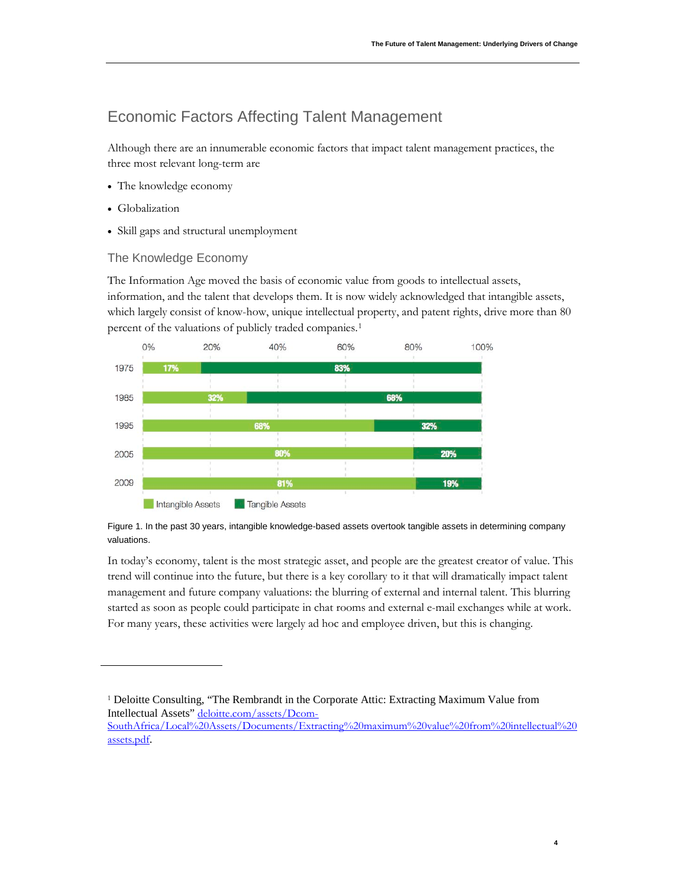## Economic Factors Affecting Talent Management

Although there are an innumerable economic factors that impact talent management practices, the three most relevant long-term are

- The knowledge economy
- Globalization
- Skill gaps and structural unemployment

### The Knowledge Economy

The Information Age moved the basis of economic value from goods to intellectual assets, information, and the talent that develops them. It is now widely acknowledged that intangible assets, which largely consist of know-how, unique intellectual property, and patent rights, drive more than 80 percent of the valuations of publicly traded companies.[1]

| Year | Intangible Assets | Tangible Assets |
|---|---|---|
| 1975 | 17% | 83% |
| 1985 | 32% | 68% |
| 1995 | 68% | 32% |
| 2005 | 80% | 20% |
| 2009 | 81% | 19% |

Figure 1. In the past 30 years, intangible knowledge-based assets overtook tangible assets in determining company valuations.

In today's economy, talent is the most strategic asset, and people are the greatest creator of value. This trend will continue into the future, but there is a key corollary to it that will dramatically impact talent management and future company valuations: the blurring of external and internal talent. This blurring started as soon as people could participate in chat rooms and external e-mail exchanges while at work. For many years, these activities were largely ad hoc and employee driven, but this is changing.

---

[1] Deloitte Consulting, "The Rembrandt in the Corporate Attic: Extracting Maximum Value from Intellectual Assets" deloitte.com/assets/Dcom-SouthAfrica/Local%20Assets/Documents/Extracting%20maximum%20value%20from%20intellectual%20assets.pdf.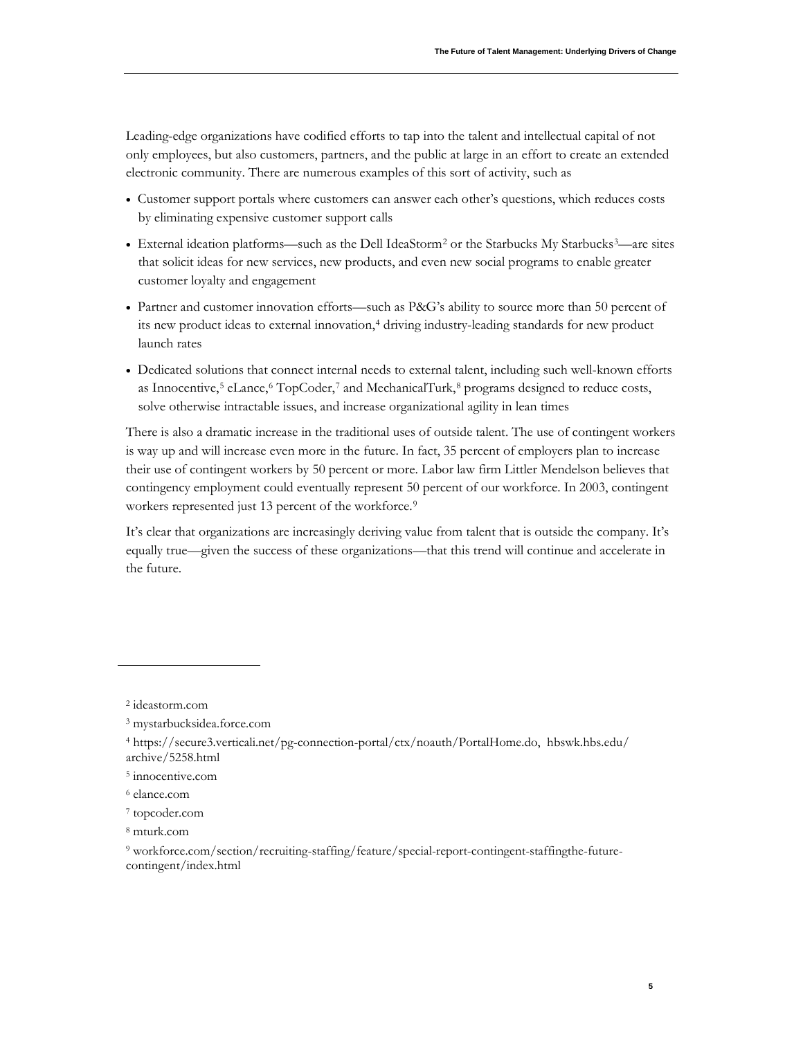Leading-edge organizations have codified efforts to tap into the talent and intellectual capital of not only employees, but also customers, partners, and the public at large in an effort to create an extended electronic community. There are numerous examples of this sort of activity, such as

- Customer support portals where customers can answer each other's questions, which reduces costs by eliminating expensive customer support calls
- External ideation platforms—such as the Dell IdeaStorm[2] or the Starbucks My Starbucks[3]—are sites that solicit ideas for new services, new products, and even new social programs to enable greater customer loyalty and engagement
- Partner and customer innovation efforts—such as P&G's ability to source more than 50 percent of its new product ideas to external innovation,[4] driving industry-leading standards for new product launch rates
- Dedicated solutions that connect internal needs to external talent, including such well-known efforts as Innocentive,[5] eLance,[6] TopCoder,[7] and MechanicalTurk,[8] programs designed to reduce costs, solve otherwise intractable issues, and increase organizational agility in lean times

There is also a dramatic increase in the traditional uses of outside talent. The use of contingent workers is way up and will increase even more in the future. In fact, 35 percent of employers plan to increase their use of contingent workers by 50 percent or more. Labor law firm Littler Mendelson believes that contingency employment could eventually represent 50 percent of our workforce. In 2003, contingent workers represented just 13 percent of the workforce.[9]

It's clear that organizations are increasingly deriving value from talent that is outside the company. It's equally true—given the success of these organizations—that this trend will continue and accelerate in the future.

---

[2] ideastorm.com

[3] mystarbucksidea.force.com

[4] https://secure3.verticali.net/pg-connection-portal/ctx/noauth/PortalHome.do, hbswk.hbs.edu/archive/5258.html

[5] innocentive.com

[6] elance.com

[7] topcoder.com

[8] mturk.com

[9] workforce.com/section/recruiting-staffing/feature/special-report-contingent-staffingthe-future-contingent/index.html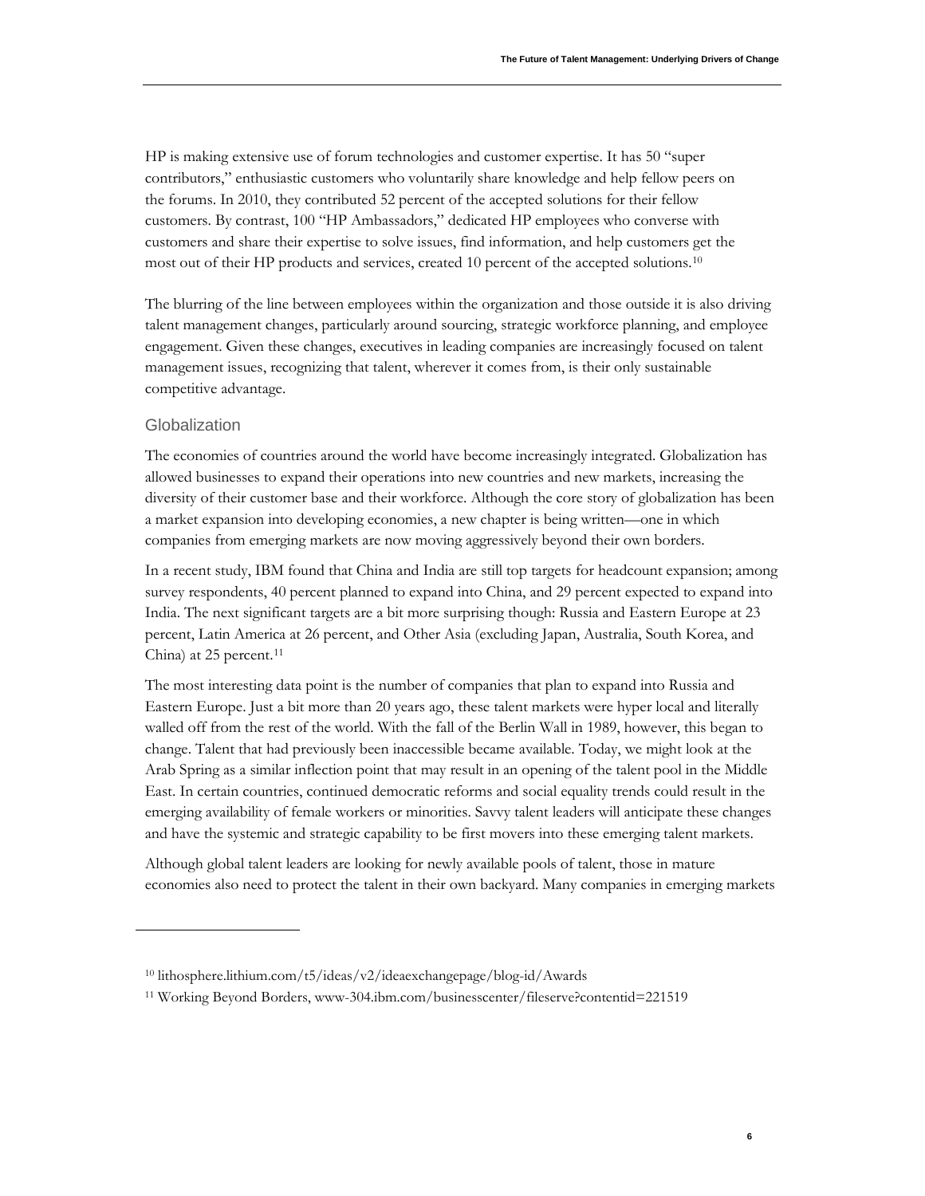HP is making extensive use of forum technologies and customer expertise. It has 50 "super contributors," enthusiastic customers who voluntarily share knowledge and help fellow peers on the forums. In 2010, they contributed 52 percent of the accepted solutions for their fellow customers. By contrast, 100 "HP Ambassadors," dedicated HP employees who converse with customers and share their expertise to solve issues, find information, and help customers get the most out of their HP products and services, created 10 percent of the accepted solutions.[10]

The blurring of the line between employees within the organization and those outside it is also driving talent management changes, particularly around sourcing, strategic workforce planning, and employee engagement. Given these changes, executives in leading companies are increasingly focused on talent management issues, recognizing that talent, wherever it comes from, is their only sustainable competitive advantage.

## Globalization

The economies of countries around the world have become increasingly integrated. Globalization has allowed businesses to expand their operations into new countries and new markets, increasing the diversity of their customer base and their workforce. Although the core story of globalization has been a market expansion into developing economies, a new chapter is being written—one in which companies from emerging markets are now moving aggressively beyond their own borders.

In a recent study, IBM found that China and India are still top targets for headcount expansion; among survey respondents, 40 percent planned to expand into China, and 29 percent expected to expand into India. The next significant targets are a bit more surprising though: Russia and Eastern Europe at 23 percent, Latin America at 26 percent, and Other Asia (excluding Japan, Australia, South Korea, and China) at 25 percent.[11]

The most interesting data point is the number of companies that plan to expand into Russia and Eastern Europe. Just a bit more than 20 years ago, these talent markets were hyper local and literally walled off from the rest of the world. With the fall of the Berlin Wall in 1989, however, this began to change. Talent that had previously been inaccessible became available. Today, we might look at the Arab Spring as a similar inflection point that may result in an opening of the talent pool in the Middle East. In certain countries, continued democratic reforms and social equality trends could result in the emerging availability of female workers or minorities. Savvy talent leaders will anticipate these changes and have the systemic and strategic capability to be first movers into these emerging talent markets.

Although global talent leaders are looking for newly available pools of talent, those in mature economies also need to protect the talent in their own backyard. Many companies in emerging markets

---

[10] lithosphere.lithium.com/t5/ideas/v2/ideaexchangepage/blog-id/Awards

[11] Working Beyond Borders, www-304.ibm.com/businesscenter/fileserve?contentid=221519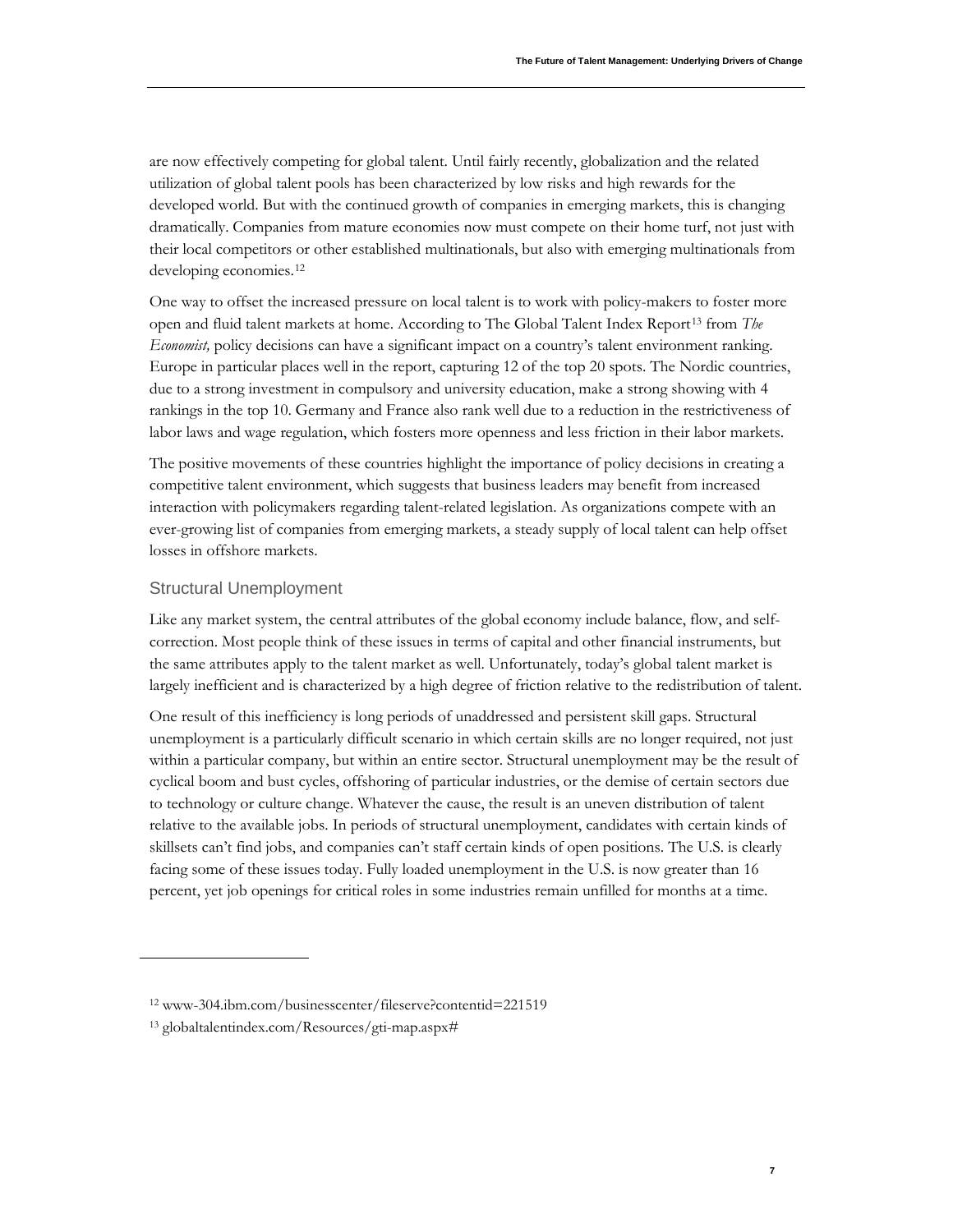are now effectively competing for global talent. Until fairly recently, globalization and the related utilization of global talent pools has been characterized by low risks and high rewards for the developed world. But with the continued growth of companies in emerging markets, this is changing dramatically. Companies from mature economies now must compete on their home turf, not just with their local competitors or other established multinationals, but also with emerging multinationals from developing economies.[12]

One way to offset the increased pressure on local talent is to work with policy-makers to foster more open and fluid talent markets at home. According to The Global Talent Index Report[13] from *The Economist,* policy decisions can have a significant impact on a country's talent environment ranking. Europe in particular places well in the report, capturing 12 of the top 20 spots. The Nordic countries, due to a strong investment in compulsory and university education, make a strong showing with 4 rankings in the top 10. Germany and France also rank well due to a reduction in the restrictiveness of labor laws and wage regulation, which fosters more openness and less friction in their labor markets.

The positive movements of these countries highlight the importance of policy decisions in creating a competitive talent environment, which suggests that business leaders may benefit from increased interaction with policymakers regarding talent-related legislation. As organizations compete with an ever-growing list of companies from emerging markets, a steady supply of local talent can help offset losses in offshore markets.

### Structural Unemployment

Like any market system, the central attributes of the global economy include balance, flow, and self-correction. Most people think of these issues in terms of capital and other financial instruments, but the same attributes apply to the talent market as well. Unfortunately, today's global talent market is largely inefficient and is characterized by a high degree of friction relative to the redistribution of talent.

One result of this inefficiency is long periods of unaddressed and persistent skill gaps. Structural unemployment is a particularly difficult scenario in which certain skills are no longer required, not just within a particular company, but within an entire sector. Structural unemployment may be the result of cyclical boom and bust cycles, offshoring of particular industries, or the demise of certain sectors due to technology or culture change. Whatever the cause, the result is an uneven distribution of talent relative to the available jobs. In periods of structural unemployment, candidates with certain kinds of skillsets can't find jobs, and companies can't staff certain kinds of open positions. The U.S. is clearly facing some of these issues today. Fully loaded unemployment in the U.S. is now greater than 16 percent, yet job openings for critical roles in some industries remain unfilled for months at a time.

---

[12] www-304.ibm.com/businesscenter/fileserve?contentid=221519

[13] globaltalentindex.com/Resources/gti-map.aspx#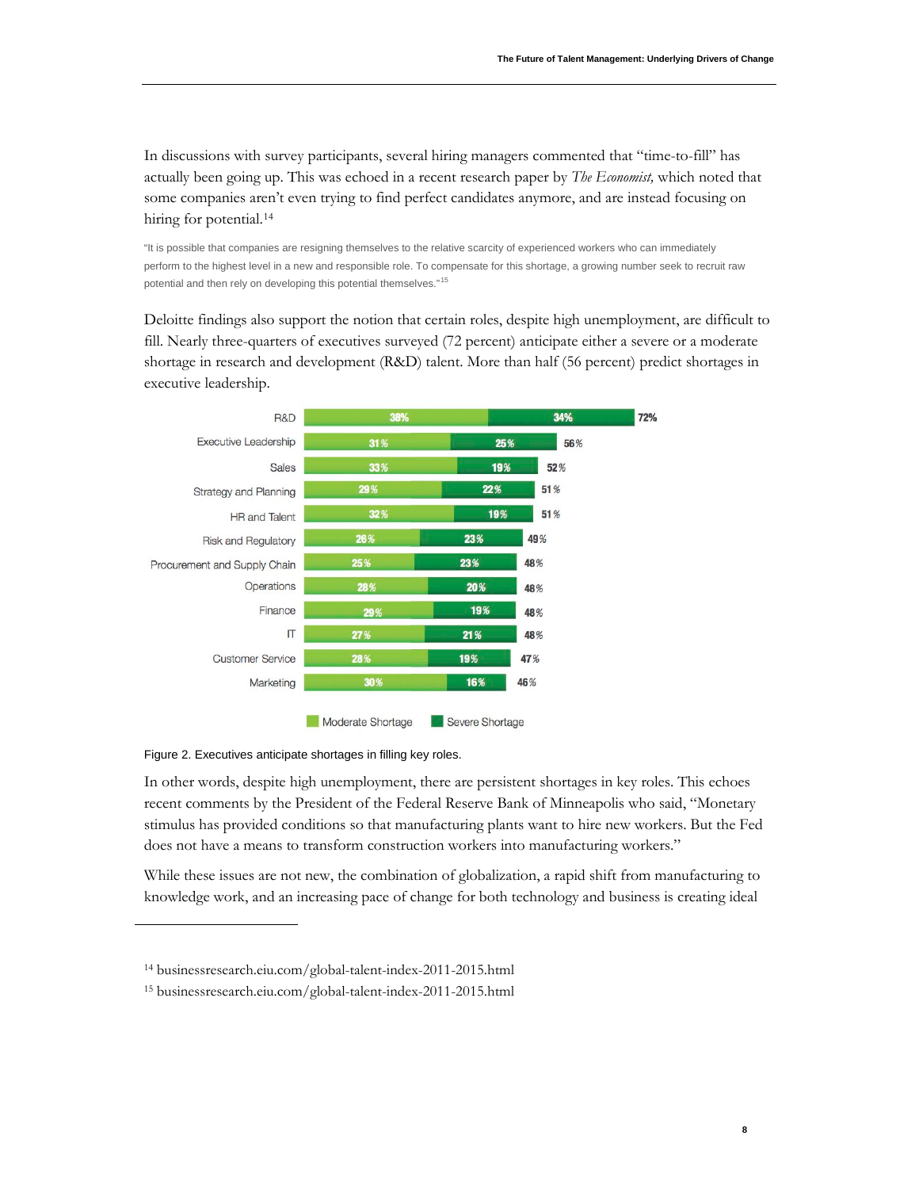In discussions with survey participants, several hiring managers commented that "time-to-fill" has actually been going up. This was echoed in a recent research paper by *The Economist,* which noted that some companies aren't even trying to find perfect candidates anymore, and are instead focusing on hiring for potential.[14]

"It is possible that companies are resigning themselves to the relative scarcity of experienced workers who can immediately perform to the highest level in a new and responsible role. To compensate for this shortage, a growing number seek to recruit raw potential and then rely on developing this potential themselves."[15]

Deloitte findings also support the notion that certain roles, despite high unemployment, are difficult to fill. Nearly three-quarters of executives surveyed (72 percent) anticipate either a severe or a moderate shortage in research and development (R&D) talent. More than half (56 percent) predict shortages in executive leadership.

| Role | Moderate Shortage | Severe Shortage | Total |
| --- | --- | --- | --- |
| R&D | 38% | 34% | 72% |
| Executive Leadership | 31% | 25% | 56% |
| Sales | 33% | 19% | 52% |
| Strategy and Planning | 29% | 22% | 51% |
| HR and Talent | 32% | 19% | 51% |
| Risk and Regulatory | 26% | 23% | 49% |
| Procurement and Supply Chain | 25% | 23% | 48% |
| Operations | 28% | 20% | 48% |
| Finance | 29% | 19% | 48% |
| IT | 27% | 21% | 48% |
| Customer Service | 28% | 19% | 47% |
| Marketing | 30% | 16% | 46% |

Figure 2. Executives anticipate shortages in filling key roles.

In other words, despite high unemployment, there are persistent shortages in key roles. This echoes recent comments by the President of the Federal Reserve Bank of Minneapolis who said, "Monetary stimulus has provided conditions so that manufacturing plants want to hire new workers. But the Fed does not have a means to transform construction workers into manufacturing workers."

While these issues are not new, the combination of globalization, a rapid shift from manufacturing to knowledge work, and an increasing pace of change for both technology and business is creating ideal

[14] businessresearch.eiu.com/global-talent-index-2011-2015.html

[15] businessresearch.eiu.com/global-talent-index-2011-2015.html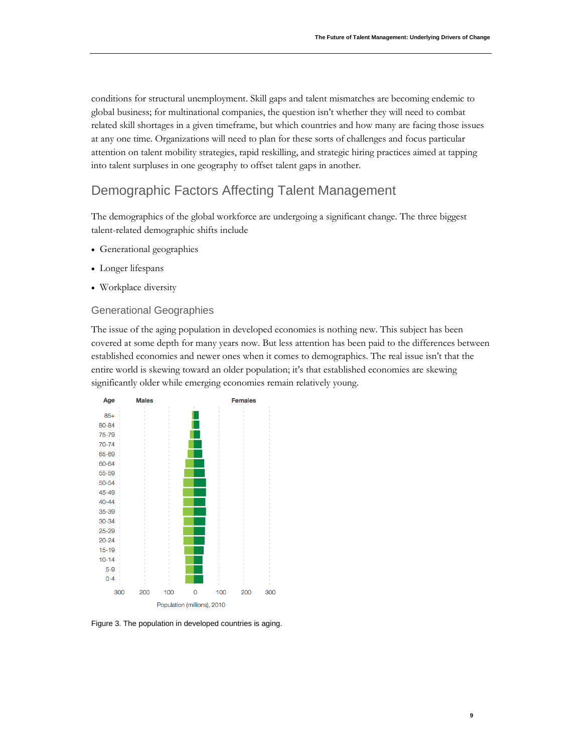conditions for structural unemployment. Skill gaps and talent mismatches are becoming endemic to global business; for multinational companies, the question isn't whether they will need to combat related skill shortages in a given timeframe, but which countries and how many are facing those issues at any one time. Organizations will need to plan for these sorts of challenges and focus particular attention on talent mobility strategies, rapid reskilling, and strategic hiring practices aimed at tapping into talent surpluses in one geography to offset talent gaps in another.

## Demographic Factors Affecting Talent Management

The demographics of the global workforce are undergoing a significant change. The three biggest talent-related demographic shifts include

- Generational geographies
- Longer lifespans
- Workplace diversity

### Generational Geographies

The issue of the aging population in developed economies is nothing new. This subject has been covered at some depth for many years now. But less attention has been paid to the differences between established economies and newer ones when it comes to demographics. The real issue isn't that the entire world is skewing toward an older population; it's that established economies are skewing significantly older while emerging economies remain relatively young.

Age | Males | Females

85+, 80-84, 75-79, 70-74, 65-69, 60-64, 55-59, 50-54, 45-49, 40-44, 35-39, 30-34, 25-29, 20-24, 15-19, 10-14, 5-9, 0-4

300 200 100 0 100 200 300

Population (millions), 2010

Figure 3. The population in developed countries is aging.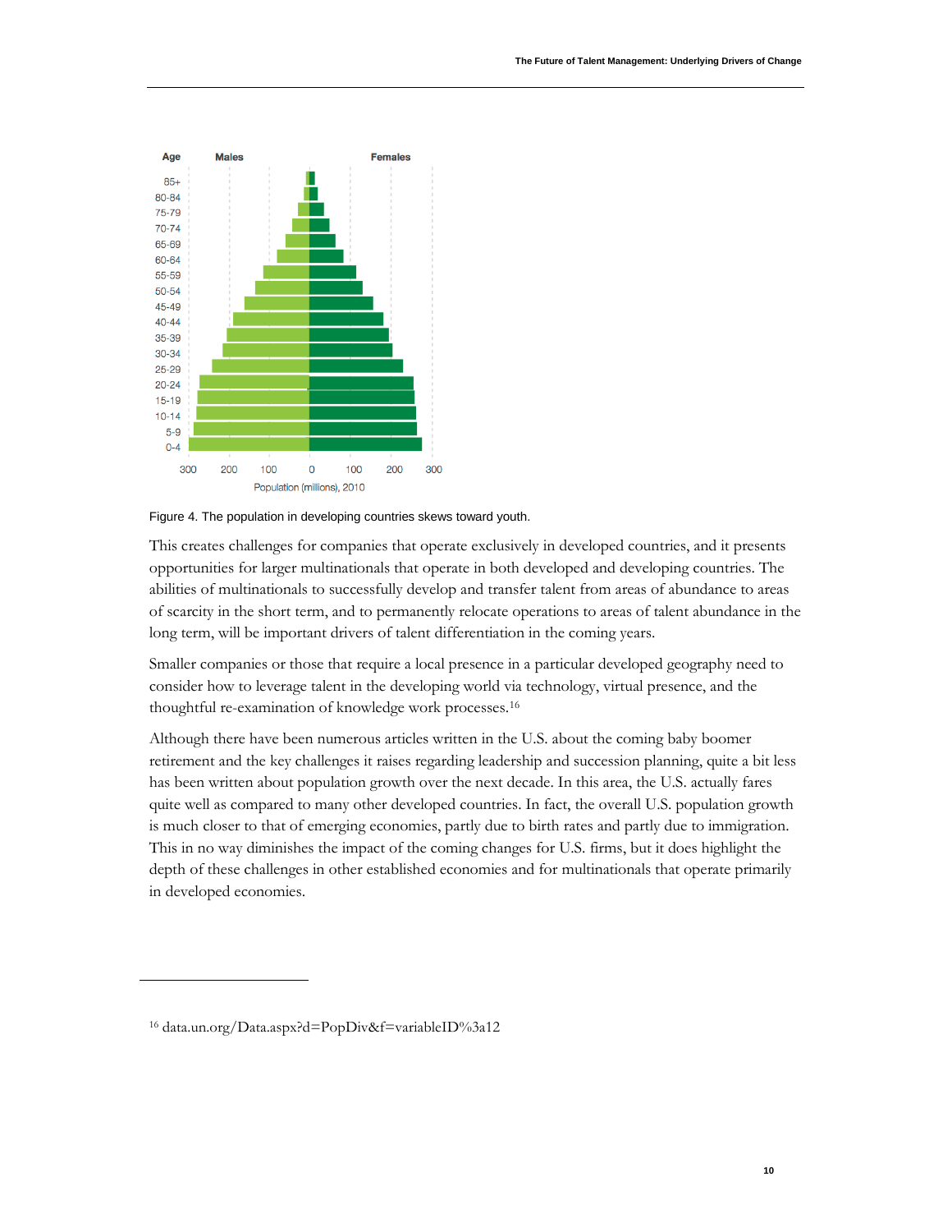Figure 4. The population in developing countries skews toward youth.

This creates challenges for companies that operate exclusively in developed countries, and it presents opportunities for larger multinationals that operate in both developed and developing countries. The abilities of multinationals to successfully develop and transfer talent from areas of abundance to areas of scarcity in the short term, and to permanently relocate operations to areas of talent abundance in the long term, will be important drivers of talent differentiation in the coming years.

Smaller companies or those that require a local presence in a particular developed geography need to consider how to leverage talent in the developing world via technology, virtual presence, and the thoughtful re-examination of knowledge work processes.[16]

Although there have been numerous articles written in the U.S. about the coming baby boomer retirement and the key challenges it raises regarding leadership and succession planning, quite a bit less has been written about population growth over the next decade. In this area, the U.S. actually fares quite well as compared to many other developed countries. In fact, the overall U.S. population growth is much closer to that of emerging economies, partly due to birth rates and partly due to immigration. This in no way diminishes the impact of the coming changes for U.S. firms, but it does highlight the depth of these challenges in other established economies and for multinationals that operate primarily in developed economies.

[16] data.un.org/Data.aspx?d=PopDiv&f=variableID%3a12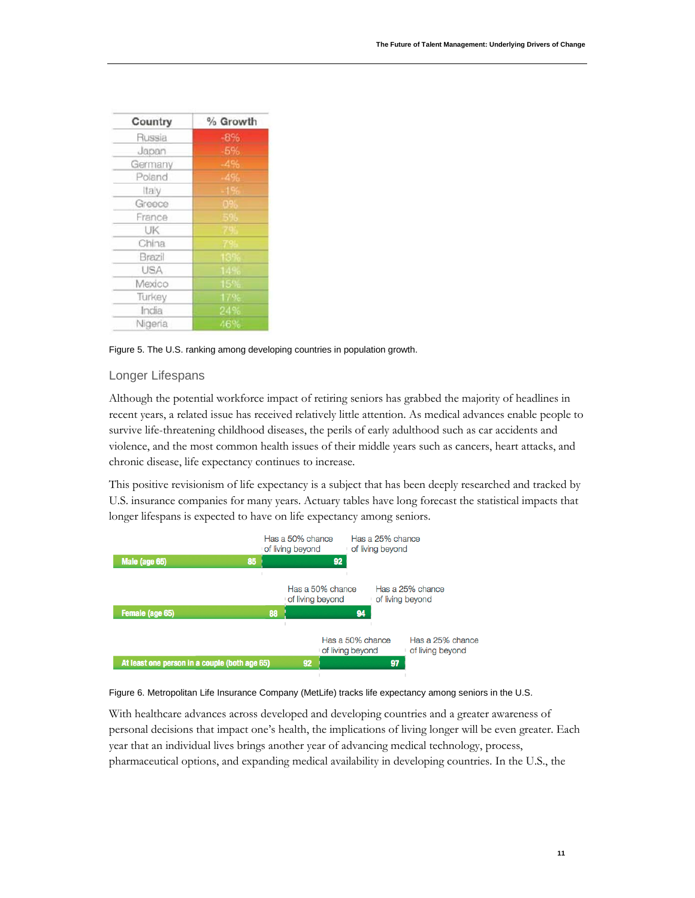| Country | % Growth |
|---|---|
| Russia | -8% |
| Japan | -5% |
| Germany | -4% |
| Poland | -4% |
| Italy | -1% |
| Greece | 0% |
| France | 5% |
| UK | 7% |
| China | 7% |
| Brazil | 13% |
| USA | 14% |
| Mexico | 15% |
| Turkey | 17% |
| India | 24% |
| Nigeria | 46% |

Figure 5. The U.S. ranking among developing countries in population growth.

## Longer Lifespans

Although the potential workforce impact of retiring seniors has grabbed the majority of headlines in recent years, a related issue has received relatively little attention. As medical advances enable people to survive life-threatening childhood diseases, the perils of early adulthood such as car accidents and violence, and the most common health issues of their middle years such as cancers, heart attacks, and chronic disease, life expectancy continues to increase.

This positive revisionism of life expectancy is a subject that has been deeply researched and tracked by U.S. insurance companies for many years. Actuary tables have long forecast the statistical impacts that longer lifespans is expected to have on life expectancy among seniors.

| | Has a 50% chance of living beyond | Has a 25% chance of living beyond |
|---|---|---|
| Male (age 65) | 85 | 92 |
| Female (age 65) | 88 | 94 |
| At least one person in a couple (both age 65) | 92 | 97 |

Figure 6. Metropolitan Life Insurance Company (MetLife) tracks life expectancy among seniors in the U.S.

With healthcare advances across developed and developing countries and a greater awareness of personal decisions that impact one's health, the implications of living longer will be even greater. Each year that an individual lives brings another year of advancing medical technology, process, pharmaceutical options, and expanding medical availability in developing countries. In the U.S., the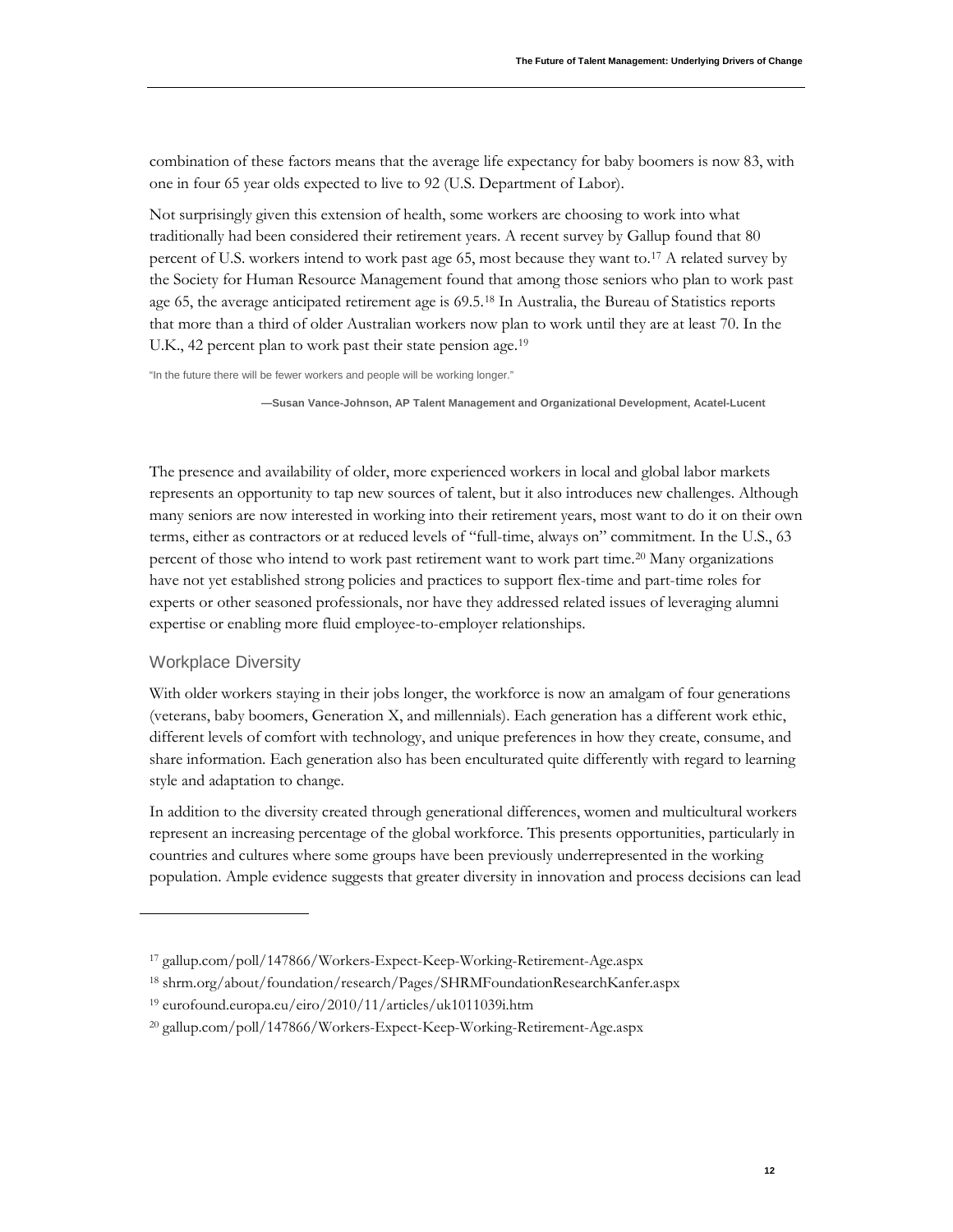combination of these factors means that the average life expectancy for baby boomers is now 83, with one in four 65 year olds expected to live to 92 (U.S. Department of Labor).

Not surprisingly given this extension of health, some workers are choosing to work into what traditionally had been considered their retirement years. A recent survey by Gallup found that 80 percent of U.S. workers intend to work past age 65, most because they want to.[17] A related survey by the Society for Human Resource Management found that among those seniors who plan to work past age 65, the average anticipated retirement age is 69.5.[18] In Australia, the Bureau of Statistics reports that more than a third of older Australian workers now plan to work until they are at least 70. In the U.K., 42 percent plan to work past their state pension age.[19]

> "In the future there will be fewer workers and people will be working longer."
>
> **—Susan Vance-Johnson, AP Talent Management and Organizational Development, Acatel-Lucent**

The presence and availability of older, more experienced workers in local and global labor markets represents an opportunity to tap new sources of talent, but it also introduces new challenges. Although many seniors are now interested in working into their retirement years, most want to do it on their own terms, either as contractors or at reduced levels of "full-time, always on" commitment. In the U.S., 63 percent of those who intend to work past retirement want to work part time.[20] Many organizations have not yet established strong policies and practices to support flex-time and part-time roles for experts or other seasoned professionals, nor have they addressed related issues of leveraging alumni expertise or enabling more fluid employee-to-employer relationships.

### Workplace Diversity

With older workers staying in their jobs longer, the workforce is now an amalgam of four generations (veterans, baby boomers, Generation X, and millennials). Each generation has a different work ethic, different levels of comfort with technology, and unique preferences in how they create, consume, and share information. Each generation also has been enculturated quite differently with regard to learning style and adaptation to change.

In addition to the diversity created through generational differences, women and multicultural workers represent an increasing percentage of the global workforce. This presents opportunities, particularly in countries and cultures where some groups have been previously underrepresented in the working population. Ample evidence suggests that greater diversity in innovation and process decisions can lead

---

[17] gallup.com/poll/147866/Workers-Expect-Keep-Working-Retirement-Age.aspx

[18] shrm.org/about/foundation/research/Pages/SHRMFoundationResearchKanfer.aspx

[19] eurofound.europa.eu/eiro/2010/11/articles/uk1011039i.htm

[20] gallup.com/poll/147866/Workers-Expect-Keep-Working-Retirement-Age.aspx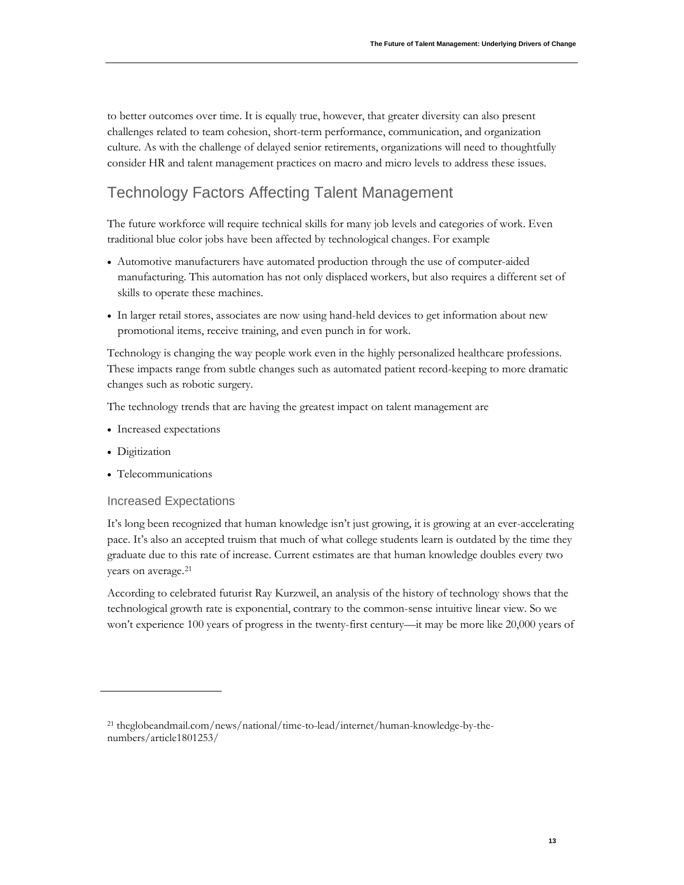to better outcomes over time. It is equally true, however, that greater diversity can also present challenges related to team cohesion, short-term performance, communication, and organization culture. As with the challenge of delayed senior retirements, organizations will need to thoughtfully consider HR and talent management practices on macro and micro levels to address these issues.

## Technology Factors Affecting Talent Management

The future workforce will require technical skills for many job levels and categories of work. Even traditional blue color jobs have been affected by technological changes. For example

- Automotive manufacturers have automated production through the use of computer-aided manufacturing. This automation has not only displaced workers, but also requires a different set of skills to operate these machines.
- In larger retail stores, associates are now using hand-held devices to get information about new promotional items, receive training, and even punch in for work.

Technology is changing the way people work even in the highly personalized healthcare professions. These impacts range from subtle changes such as automated patient record-keeping to more dramatic changes such as robotic surgery.

The technology trends that are having the greatest impact on talent management are

- Increased expectations
- Digitization
- Telecommunications

### Increased Expectations

It's long been recognized that human knowledge isn't just growing, it is growing at an ever-accelerating pace. It's also an accepted truism that much of what college students learn is outdated by the time they graduate due to this rate of increase. Current estimates are that human knowledge doubles every two years on average.[21]

According to celebrated futurist Ray Kurzweil, an analysis of the history of technology shows that the technological growth rate is exponential, contrary to the common-sense intuitive linear view. So we won't experience 100 years of progress in the twenty-first century—it may be more like 20,000 years of

---

[21] theglobeandmail.com/news/national/time-to-lead/internet/human-knowledge-by-the-numbers/article1801253/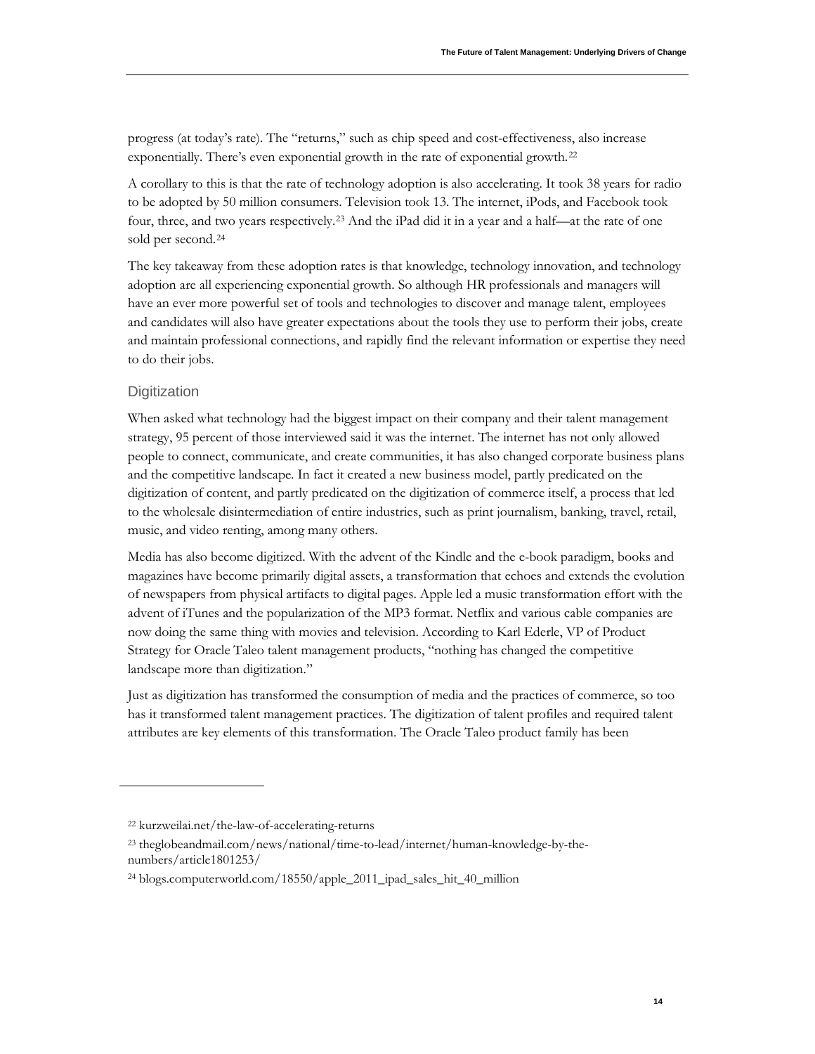progress (at today's rate). The "returns," such as chip speed and cost-effectiveness, also increase exponentially. There's even exponential growth in the rate of exponential growth.[22]

A corollary to this is that the rate of technology adoption is also accelerating. It took 38 years for radio to be adopted by 50 million consumers. Television took 13. The internet, iPods, and Facebook took four, three, and two years respectively.[23] And the iPad did it in a year and a half—at the rate of one sold per second.[24]

The key takeaway from these adoption rates is that knowledge, technology innovation, and technology adoption are all experiencing exponential growth. So although HR professionals and managers will have an ever more powerful set of tools and technologies to discover and manage talent, employees and candidates will also have greater expectations about the tools they use to perform their jobs, create and maintain professional connections, and rapidly find the relevant information or expertise they need to do their jobs.

### Digitization

When asked what technology had the biggest impact on their company and their talent management strategy, 95 percent of those interviewed said it was the internet. The internet has not only allowed people to connect, communicate, and create communities, it has also changed corporate business plans and the competitive landscape. In fact it created a new business model, partly predicated on the digitization of content, and partly predicated on the digitization of commerce itself, a process that led to the wholesale disintermediation of entire industries, such as print journalism, banking, travel, retail, music, and video renting, among many others.

Media has also become digitized. With the advent of the Kindle and the e-book paradigm, books and magazines have become primarily digital assets, a transformation that echoes and extends the evolution of newspapers from physical artifacts to digital pages. Apple led a music transformation effort with the advent of iTunes and the popularization of the MP3 format. Netflix and various cable companies are now doing the same thing with movies and television. According to Karl Ederle, VP of Product Strategy for Oracle Taleo talent management products, "nothing has changed the competitive landscape more than digitization."

Just as digitization has transformed the consumption of media and the practices of commerce, so too has it transformed talent management practices. The digitization of talent profiles and required talent attributes are key elements of this transformation. The Oracle Taleo product family has been

---

[22] kurzweilai.net/the-law-of-accelerating-returns

[23] theglobeandmail.com/news/national/time-to-lead/internet/human-knowledge-by-the-numbers/article1801253/

[24] blogs.computerworld.com/18550/apple_2011_ipad_sales_hit_40_million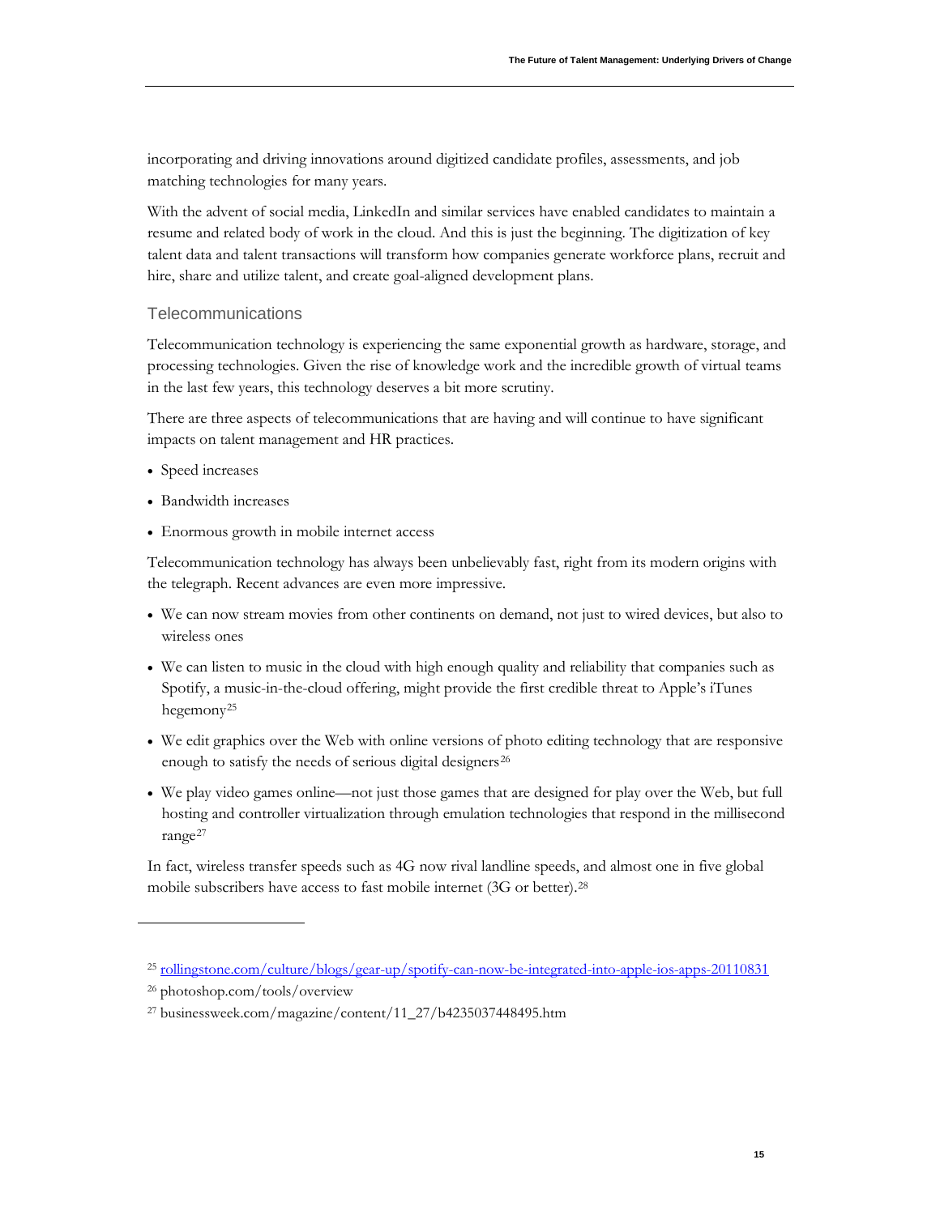incorporating and driving innovations around digitized candidate profiles, assessments, and job matching technologies for many years.

With the advent of social media, LinkedIn and similar services have enabled candidates to maintain a resume and related body of work in the cloud. And this is just the beginning. The digitization of key talent data and talent transactions will transform how companies generate workforce plans, recruit and hire, share and utilize talent, and create goal-aligned development plans.

### Telecommunications

Telecommunication technology is experiencing the same exponential growth as hardware, storage, and processing technologies. Given the rise of knowledge work and the incredible growth of virtual teams in the last few years, this technology deserves a bit more scrutiny.

There are three aspects of telecommunications that are having and will continue to have significant impacts on talent management and HR practices.

- Speed increases
- Bandwidth increases
- Enormous growth in mobile internet access

Telecommunication technology has always been unbelievably fast, right from its modern origins with the telegraph. Recent advances are even more impressive.

- We can now stream movies from other continents on demand, not just to wired devices, but also to wireless ones
- We can listen to music in the cloud with high enough quality and reliability that companies such as Spotify, a music-in-the-cloud offering, might provide the first credible threat to Apple's iTunes hegemony[25]
- We edit graphics over the Web with online versions of photo editing technology that are responsive enough to satisfy the needs of serious digital designers[26]
- We play video games online—not just those games that are designed for play over the Web, but full hosting and controller virtualization through emulation technologies that respond in the millisecond range[27]

In fact, wireless transfer speeds such as 4G now rival landline speeds, and almost one in five global mobile subscribers have access to fast mobile internet (3G or better).[28]

---

[25] rollingstone.com/culture/blogs/gear-up/spotify-can-now-be-integrated-into-apple-ios-apps-20110831

[26] photoshop.com/tools/overview

[27] businessweek.com/magazine/content/11_27/b4235037448495.htm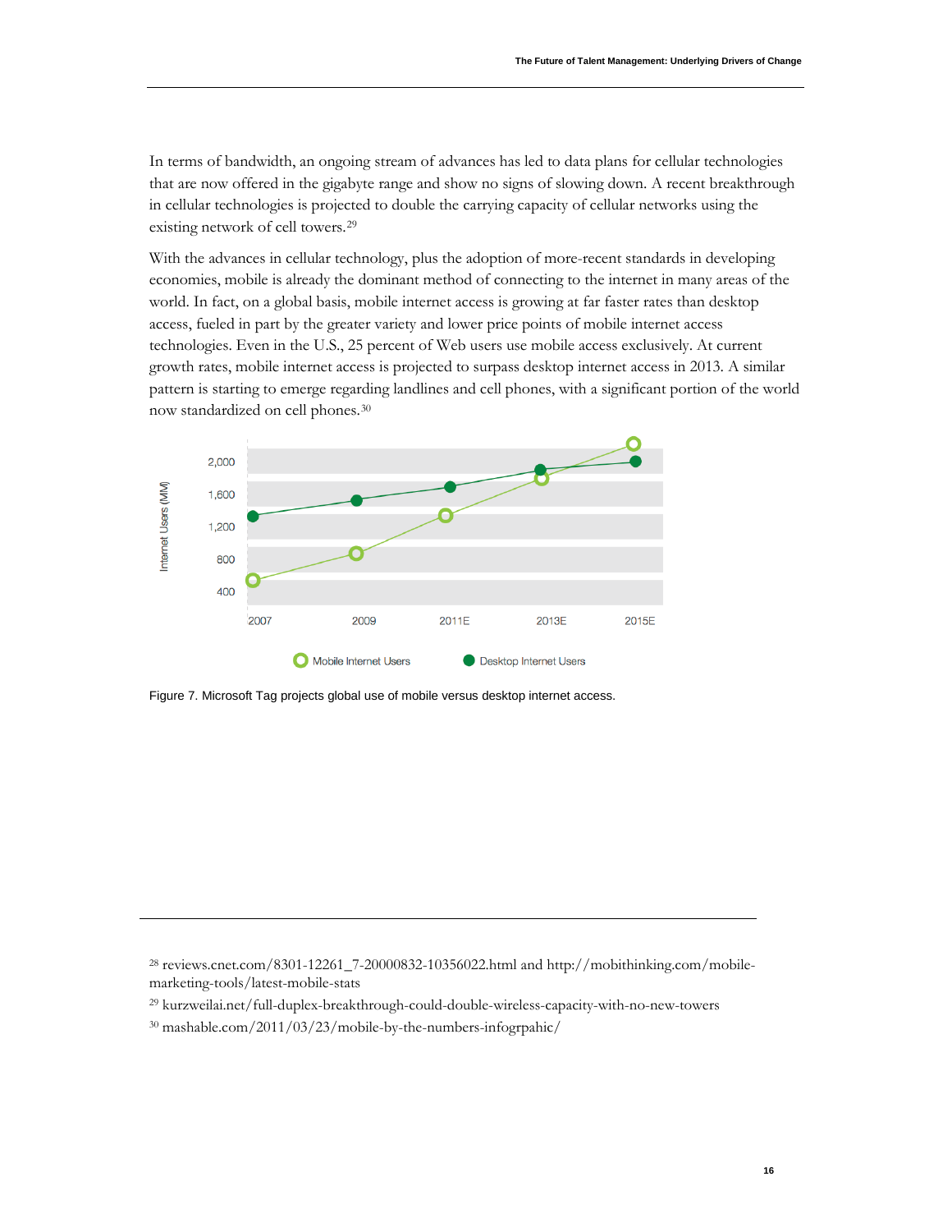In terms of bandwidth, an ongoing stream of advances has led to data plans for cellular technologies that are now offered in the gigabyte range and show no signs of slowing down. A recent breakthrough in cellular technologies is projected to double the carrying capacity of cellular networks using the existing network of cell towers.[29]

With the advances in cellular technology, plus the adoption of more-recent standards in developing economies, mobile is already the dominant method of connecting to the internet in many areas of the world. In fact, on a global basis, mobile internet access is growing at far faster rates than desktop access, fueled in part by the greater variety and lower price points of mobile internet access technologies. Even in the U.S., 25 percent of Web users use mobile access exclusively. At current growth rates, mobile internet access is projected to surpass desktop internet access in 2013. A similar pattern is starting to emerge regarding landlines and cell phones, with a significant portion of the world now standardized on cell phones.[30]

Figure 7. Microsoft Tag projects global use of mobile versus desktop internet access.

---

[28] reviews.cnet.com/8301-12261_7-20000832-10356022.html and http://mobithinking.com/mobile-marketing-tools/latest-mobile-stats

[29] kurzweilai.net/full-duplex-breakthrough-could-double-wireless-capacity-with-no-new-towers

[30] mashable.com/2011/03/23/mobile-by-the-numbers-infogrpahic/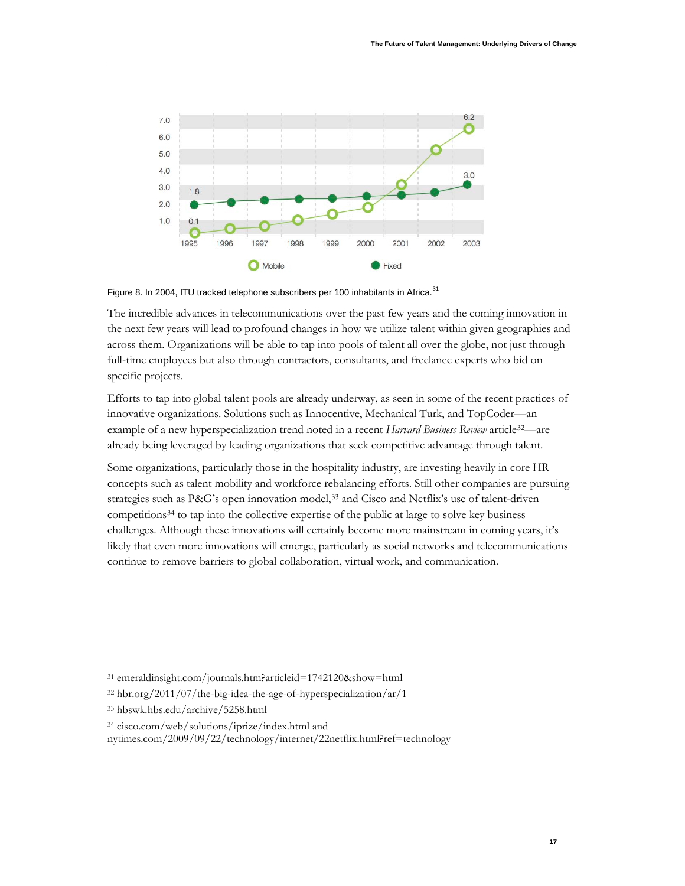Figure 8. In 2004, ITU tracked telephone subscribers per 100 inhabitants in Africa.[31]

The incredible advances in telecommunications over the past few years and the coming innovation in the next few years will lead to profound changes in how we utilize talent within given geographies and across them. Organizations will be able to tap into pools of talent all over the globe, not just through full-time employees but also through contractors, consultants, and freelance experts who bid on specific projects.

Efforts to tap into global talent pools are already underway, as seen in some of the recent practices of innovative organizations. Solutions such as Innocentive, Mechanical Turk, and TopCoder—an example of a new hyperspecialization trend noted in a recent *Harvard Business Review* article[32]—are already being leveraged by leading organizations that seek competitive advantage through talent.

Some organizations, particularly those in the hospitality industry, are investing heavily in core HR concepts such as talent mobility and workforce rebalancing efforts. Still other companies are pursuing strategies such as P&G's open innovation model,[33] and Cisco and Netflix's use of talent-driven competitions[34] to tap into the collective expertise of the public at large to solve key business challenges. Although these innovations will certainly become more mainstream in coming years, it's likely that even more innovations will emerge, particularly as social networks and telecommunications continue to remove barriers to global collaboration, virtual work, and communication.

---

[31] emeraldinsight.com/journals.htm?articleid=1742120&show=html

[32] hbr.org/2011/07/the-big-idea-the-age-of-hyperspecialization/ar/1

[33] hbswk.hbs.edu/archive/5258.html

[34] cisco.com/web/solutions/iprize/index.html and nytimes.com/2009/09/22/technology/internet/22netflix.html?ref=technology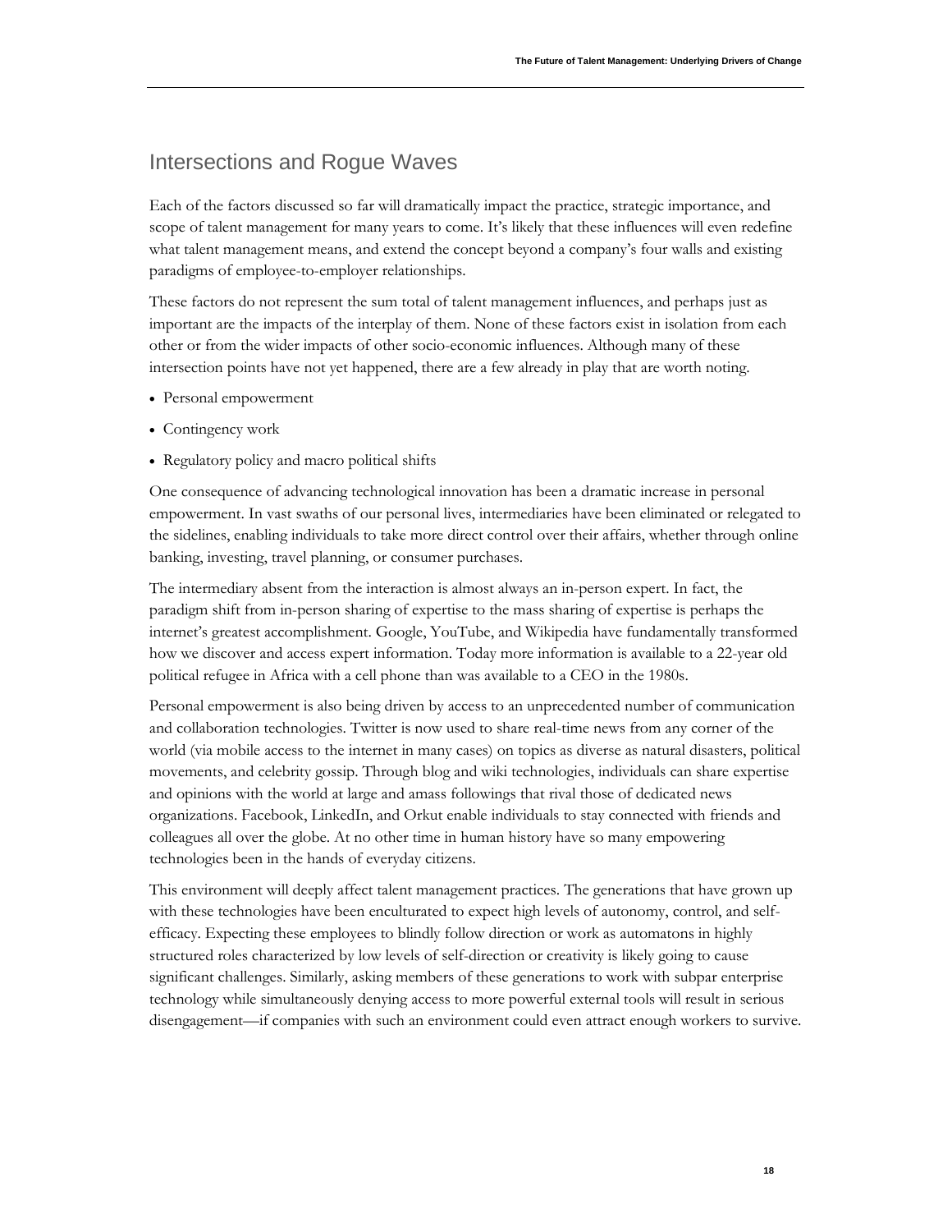## Intersections and Rogue Waves

Each of the factors discussed so far will dramatically impact the practice, strategic importance, and scope of talent management for many years to come. It's likely that these influences will even redefine what talent management means, and extend the concept beyond a company's four walls and existing paradigms of employee-to-employer relationships.

These factors do not represent the sum total of talent management influences, and perhaps just as important are the impacts of the interplay of them. None of these factors exist in isolation from each other or from the wider impacts of other socio-economic influences. Although many of these intersection points have not yet happened, there are a few already in play that are worth noting.

- Personal empowerment
- Contingency work
- Regulatory policy and macro political shifts

One consequence of advancing technological innovation has been a dramatic increase in personal empowerment. In vast swaths of our personal lives, intermediaries have been eliminated or relegated to the sidelines, enabling individuals to take more direct control over their affairs, whether through online banking, investing, travel planning, or consumer purchases.

The intermediary absent from the interaction is almost always an in-person expert. In fact, the paradigm shift from in-person sharing of expertise to the mass sharing of expertise is perhaps the internet's greatest accomplishment. Google, YouTube, and Wikipedia have fundamentally transformed how we discover and access expert information. Today more information is available to a 22-year old political refugee in Africa with a cell phone than was available to a CEO in the 1980s.

Personal empowerment is also being driven by access to an unprecedented number of communication and collaboration technologies. Twitter is now used to share real-time news from any corner of the world (via mobile access to the internet in many cases) on topics as diverse as natural disasters, political movements, and celebrity gossip. Through blog and wiki technologies, individuals can share expertise and opinions with the world at large and amass followings that rival those of dedicated news organizations. Facebook, LinkedIn, and Orkut enable individuals to stay connected with friends and colleagues all over the globe. At no other time in human history have so many empowering technologies been in the hands of everyday citizens.

This environment will deeply affect talent management practices. The generations that have grown up with these technologies have been enculturated to expect high levels of autonomy, control, and self-efficacy. Expecting these employees to blindly follow direction or work as automatons in highly structured roles characterized by low levels of self-direction or creativity is likely going to cause significant challenges. Similarly, asking members of these generations to work with subpar enterprise technology while simultaneously denying access to more powerful external tools will result in serious disengagement—if companies with such an environment could even attract enough workers to survive.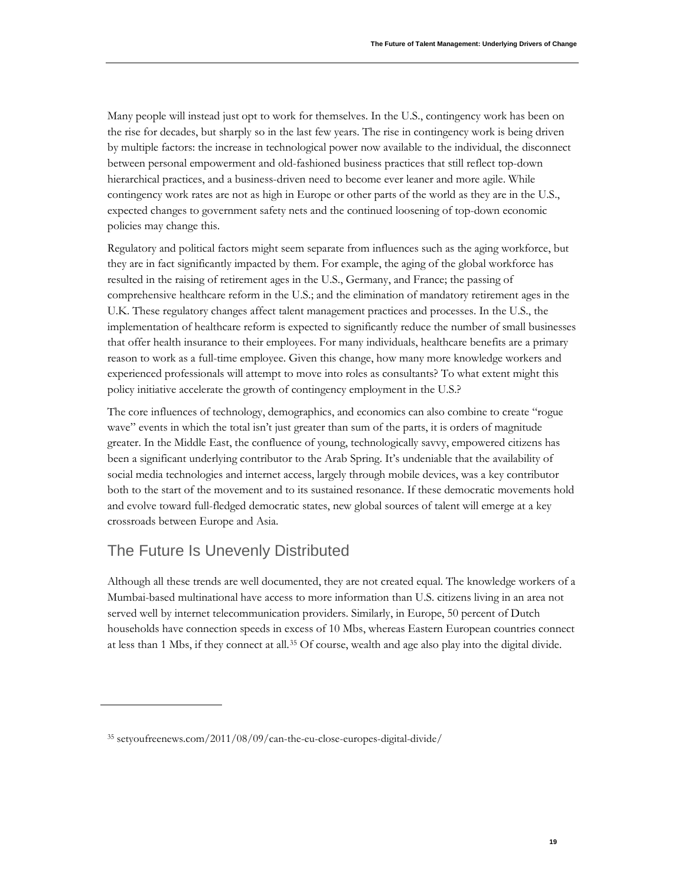Many people will instead just opt to work for themselves. In the U.S., contingency work has been on the rise for decades, but sharply so in the last few years. The rise in contingency work is being driven by multiple factors: the increase in technological power now available to the individual, the disconnect between personal empowerment and old-fashioned business practices that still reflect top-down hierarchical practices, and a business-driven need to become ever leaner and more agile. While contingency work rates are not as high in Europe or other parts of the world as they are in the U.S., expected changes to government safety nets and the continued loosening of top-down economic policies may change this.

Regulatory and political factors might seem separate from influences such as the aging workforce, but they are in fact significantly impacted by them. For example, the aging of the global workforce has resulted in the raising of retirement ages in the U.S., Germany, and France; the passing of comprehensive healthcare reform in the U.S.; and the elimination of mandatory retirement ages in the U.K. These regulatory changes affect talent management practices and processes. In the U.S., the implementation of healthcare reform is expected to significantly reduce the number of small businesses that offer health insurance to their employees. For many individuals, healthcare benefits are a primary reason to work as a full-time employee. Given this change, how many more knowledge workers and experienced professionals will attempt to move into roles as consultants? To what extent might this policy initiative accelerate the growth of contingency employment in the U.S.?

The core influences of technology, demographics, and economics can also combine to create "rogue wave" events in which the total isn't just greater than sum of the parts, it is orders of magnitude greater. In the Middle East, the confluence of young, technologically savvy, empowered citizens has been a significant underlying contributor to the Arab Spring. It's undeniable that the availability of social media technologies and internet access, largely through mobile devices, was a key contributor both to the start of the movement and to its sustained resonance. If these democratic movements hold and evolve toward full-fledged democratic states, new global sources of talent will emerge at a key crossroads between Europe and Asia.

## The Future Is Unevenly Distributed

Although all these trends are well documented, they are not created equal. The knowledge workers of a Mumbai-based multinational have access to more information than U.S. citizens living in an area not served well by internet telecommunication providers. Similarly, in Europe, 50 percent of Dutch households have connection speeds in excess of 10 Mbs, whereas Eastern European countries connect at less than 1 Mbs, if they connect at all.[35] Of course, wealth and age also play into the digital divide.

---

[35] setyoufreenews.com/2011/08/09/can-the-eu-close-europes-digital-divide/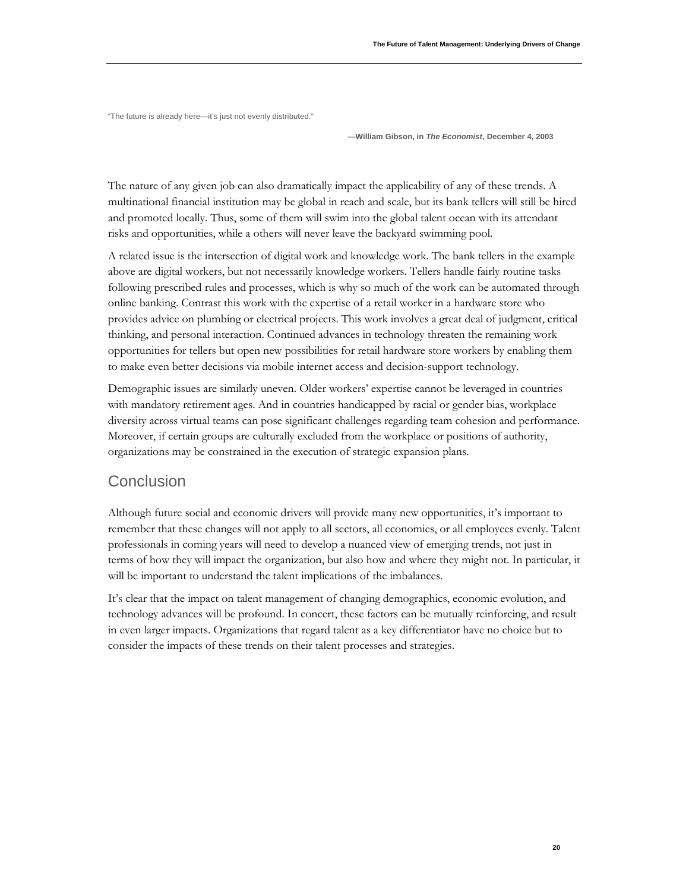> "The future is already here—it's just not evenly distributed."
>
> **—William Gibson, in *The Economist*, December 4, 2003**

The nature of any given job can also dramatically impact the applicability of any of these trends. A multinational financial institution may be global in reach and scale, but its bank tellers will still be hired and promoted locally. Thus, some of them will swim into the global talent ocean with its attendant risks and opportunities, while a others will never leave the backyard swimming pool.

A related issue is the intersection of digital work and knowledge work. The bank tellers in the example above are digital workers, but not necessarily knowledge workers. Tellers handle fairly routine tasks following prescribed rules and processes, which is why so much of the work can be automated through online banking. Contrast this work with the expertise of a retail worker in a hardware store who provides advice on plumbing or electrical projects. This work involves a great deal of judgment, critical thinking, and personal interaction. Continued advances in technology threaten the remaining work opportunities for tellers but open new possibilities for retail hardware store workers by enabling them to make even better decisions via mobile internet access and decision-support technology.

Demographic issues are similarly uneven. Older workers' expertise cannot be leveraged in countries with mandatory retirement ages. And in countries handicapped by racial or gender bias, workplace diversity across virtual teams can pose significant challenges regarding team cohesion and performance. Moreover, if certain groups are culturally excluded from the workplace or positions of authority, organizations may be constrained in the execution of strategic expansion plans.

## Conclusion

Although future social and economic drivers will provide many new opportunities, it's important to remember that these changes will not apply to all sectors, all economies, or all employees evenly. Talent professionals in coming years will need to develop a nuanced view of emerging trends, not just in terms of how they will impact the organization, but also how and where they might not. In particular, it will be important to understand the talent implications of the imbalances.

It's clear that the impact on talent management of changing demographics, economic evolution, and technology advances will be profound. In concert, these factors can be mutually reinforcing, and result in even larger impacts. Organizations that regard talent as a key differentiator have no choice but to consider the impacts of these trends on their talent processes and strategies.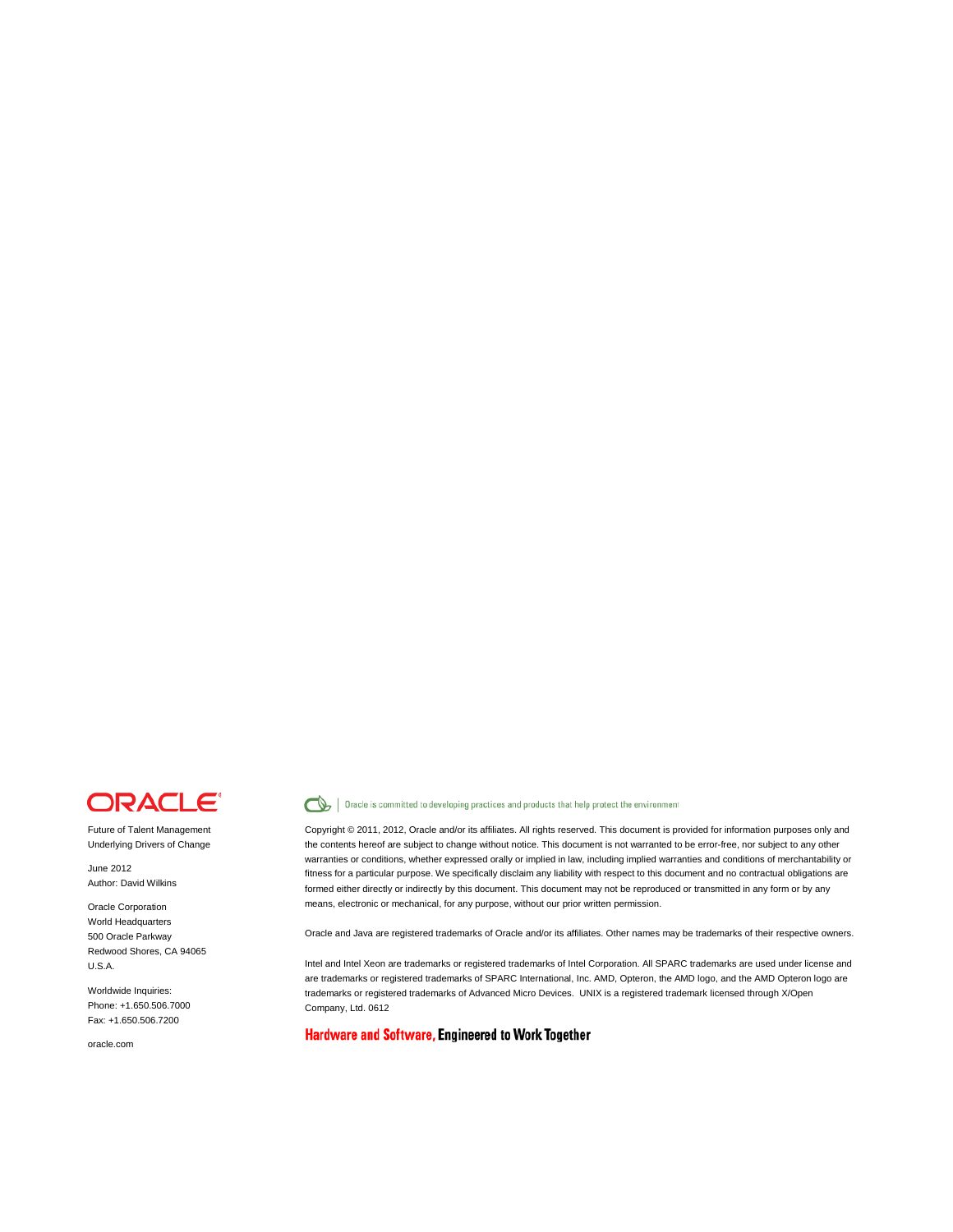ORACLE

Future of Talent Management
Underlying Drivers of Change

June 2012
Author: David Wilkins

Oracle Corporation
World Headquarters
500 Oracle Parkway
Redwood Shores, CA 94065
U.S.A.

Worldwide Inquiries:
Phone: +1.650.506.7000
Fax: +1.650.506.7200

oracle.com

Oracle is committed to developing practices and products that help protect the environment

Copyright © 2011, 2012, Oracle and/or its affiliates. All rights reserved. This document is provided for information purposes only and the contents hereof are subject to change without notice. This document is not warranted to be error-free, nor subject to any other warranties or conditions, whether expressed orally or implied in law, including implied warranties and conditions of merchantability or fitness for a particular purpose. We specifically disclaim any liability with respect to this document and no contractual obligations are formed either directly or indirectly by this document. This document may not be reproduced or transmitted in any form or by any means, electronic or mechanical, for any purpose, without our prior written permission.

Oracle and Java are registered trademarks of Oracle and/or its affiliates. Other names may be trademarks of their respective owners.

Intel and Intel Xeon are trademarks or registered trademarks of Intel Corporation. All SPARC trademarks are used under license and are trademarks or registered trademarks of SPARC International, Inc. AMD, Opteron, the AMD logo, and the AMD Opteron logo are trademarks or registered trademarks of Advanced Micro Devices. UNIX is a registered trademark licensed through X/Open Company, Ltd. 0612

**Hardware and Software, Engineered to Work Together**